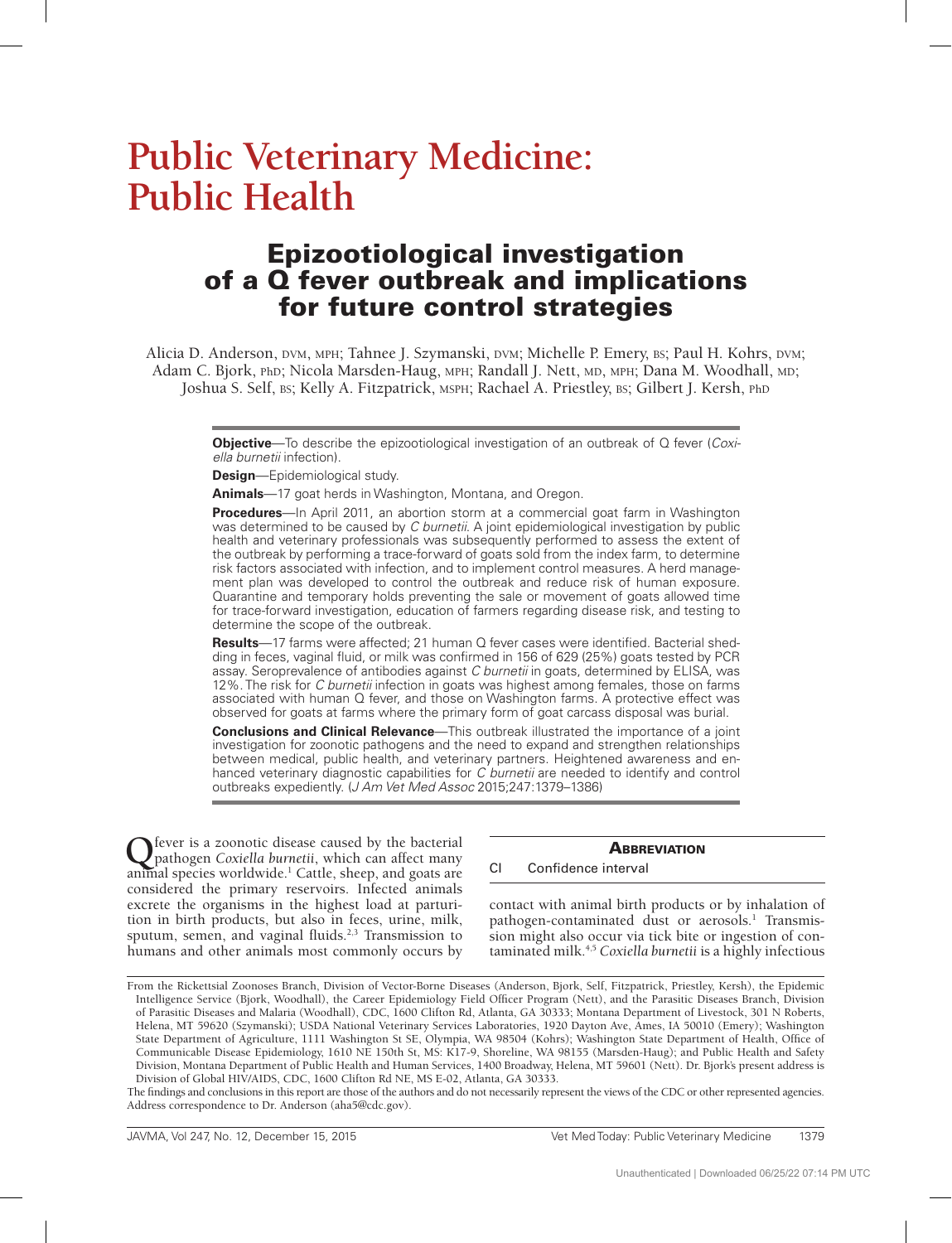# Public Veterinary Medicine: Public Health

## Epizootiological investigation of a Q fever outbreak and implications for future control strategies

Alicia D. Anderson, DVM, MPH; Tahnee J. Szymanski, DVM; Michelle P. Emery, BS; Paul H. Kohrs, DVM; Adam C. Bjork, PhD; Nicola Marsden-Haug, MPH; Randall J. Nett, MD, MPH; Dana M. Woodhall, MD; Joshua S. Self, BS; Kelly A. Fitzpatrick, MSPH; Rachael A. Priestley, BS; Gilbert J. Kersh, PhD

**Objective**—To describe the epizootiological investigation of an outbreak of Q fever (*Coxiella burnetii* infection).

**Design**—Epidemiological study.

**Animals**—17 goat herds in Washington, Montana, and Oregon.

**Procedures**—In April 2011, an abortion storm at a commercial goat farm in Washington was determined to be caused by *C burnetii*. A joint epidemiological investigation by public health and veterinary professionals was subsequently performed to assess the extent of the outbreak by performing a trace-forward of goats sold from the index farm, to determine risk factors associated with infection, and to implement control measures. A herd management plan was developed to control the outbreak and reduce risk of human exposure. Quarantine and temporary holds preventing the sale or movement of goats allowed time for trace-forward investigation, education of farmers regarding disease risk, and testing to determine the scope of the outbreak.

**Results**—17 farms were affected; 21 human Q fever cases were identified. Bacterial shedding in feces, vaginal fluid, or milk was confirmed in 156 of 629 (25%) goats tested by PCR assay. Seroprevalence of antibodies against *C burnetii* in goats, determined by ELISA, was 12%. The risk for *C burnetii* infection in goats was highest among females, those on farms associated with human Q fever, and those on Washington farms. A protective effect was observed for goats at farms where the primary form of goat carcass disposal was burial.

**Conclusions and Clinical Relevance**—This outbreak illustrated the importance of a joint investigation for zoonotic pathogens and the need to expand and strengthen relationships between medical, public health, and veterinary partners. Heightened awareness and enhanced veterinary diagnostic capabilities for *C burnetii* are needed to identify and control outbreaks expediently. (*J Am Vet Med Assoc* 2015;247:1379–1386)

**Abbreviation**

| | |
|---|---|
| CI | Confidence interval |

Q fever is a zoonotic disease caused by the bacterial pathogen *Coxiella burnetii*, which can affect many animal species worldwide.[1] Cattle, sheep, and goats are considered the primary reservoirs. Infected animals excrete the organisms in the highest load at parturition in birth products, but also in feces, urine, milk, sputum, semen, and vaginal fluids.[2,3] Transmission to humans and other animals most commonly occurs by contact with animal birth products or by inhalation of pathogen-contaminated dust or aerosols.[1] Transmission might also occur via tick bite or ingestion of contaminated milk.[4,5] *Coxiella burnetii* is a highly infectious

From the Rickettsial Zoonoses Branch, Division of Vector-Borne Diseases (Anderson, Bjork, Self, Fitzpatrick, Priestley, Kersh), the Epidemic Intelligence Service (Bjork, Woodhall), the Career Epidemiology Field Officer Program (Nett), and the Parasitic Diseases Branch, Division of Parasitic Diseases and Malaria (Woodhall), CDC, 1600 Clifton Rd, Atlanta, GA 30333; Montana Department of Livestock, 301 N Roberts, Helena, MT 59620 (Szymanski); USDA National Veterinary Services Laboratories, 1920 Dayton Ave, Ames, IA 50010 (Emery); Washington State Department of Agriculture, 1111 Washington St SE, Olympia, WA 98504 (Kohrs); Washington State Department of Health, Office of Communicable Disease Epidemiology, 1610 NE 150th St, MS: K17-9, Shoreline, WA 98155 (Marsden-Haug); and Public Health and Safety Division, Montana Department of Public Health and Human Services, 1400 Broadway, Helena, MT 59601 (Nett). Dr. Bjork's present address is Division of Global HIV/AIDS, CDC, 1600 Clifton Rd NE, MS E-02, Atlanta, GA 30333.

The findings and conclusions in this report are those of the authors and do not necessarily represent the views of the CDC or other represented agencies. Address correspondence to Dr. Anderson (aha5@cdc.gov).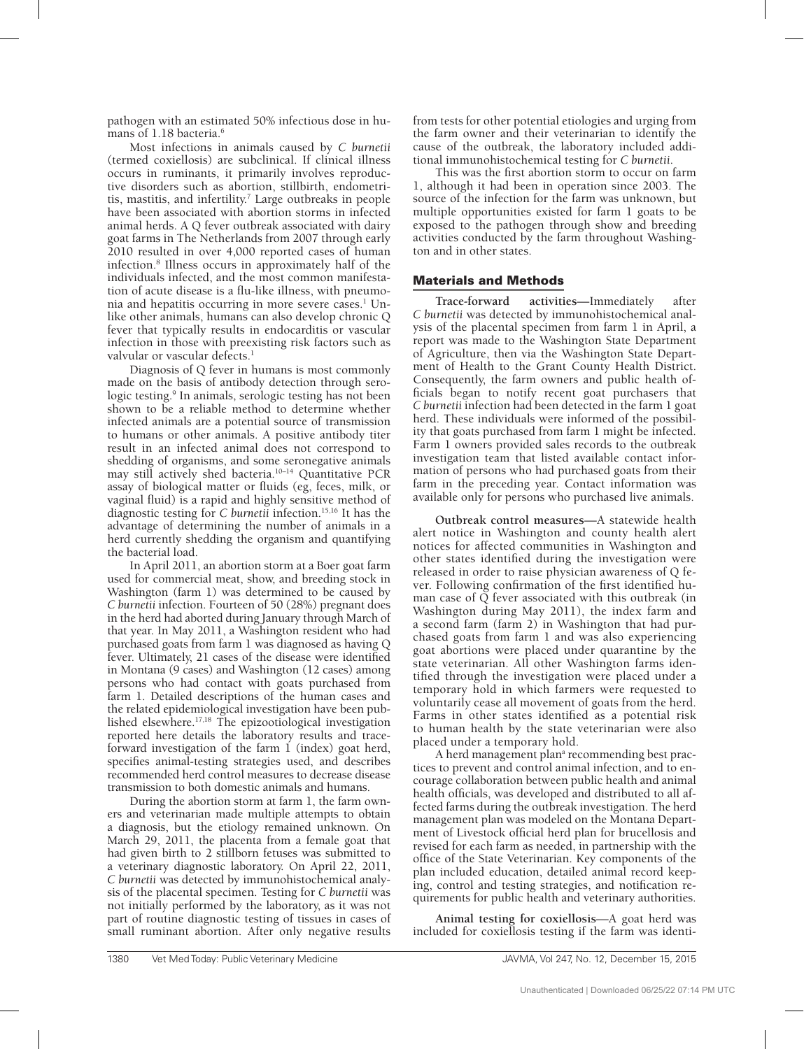pathogen with an estimated 50% infectious dose in humans of 1.18 bacteria.[6]

Most infections in animals caused by *C burnetii* (termed coxiellosis) are subclinical. If clinical illness occurs in ruminants, it primarily involves reproductive disorders such as abortion, stillbirth, endometritis, mastitis, and infertility.[7] Large outbreaks in people have been associated with abortion storms in infected animal herds. A Q fever outbreak associated with dairy goat farms in The Netherlands from 2007 through early 2010 resulted in over 4,000 reported cases of human infection.[8] Illness occurs in approximately half of the individuals infected, and the most common manifestation of acute disease is a flu-like illness, with pneumonia and hepatitis occurring in more severe cases.[1] Unlike other animals, humans can also develop chronic Q fever that typically results in endocarditis or vascular infection in those with preexisting risk factors such as valvular or vascular defects.[1]

Diagnosis of Q fever in humans is most commonly made on the basis of antibody detection through serologic testing.[9] In animals, serologic testing has not been shown to be a reliable method to determine whether infected animals are a potential source of transmission to humans or other animals. A positive antibody titer result in an infected animal does not correspond to shedding of organisms, and some seronegative animals may still actively shed bacteria.[10–14] Quantitative PCR assay of biological matter or fluids (eg, feces, milk, or vaginal fluid) is a rapid and highly sensitive method of diagnostic testing for *C burnetii* infection.[15,16] It has the advantage of determining the number of animals in a herd currently shedding the organism and quantifying the bacterial load.

In April 2011, an abortion storm at a Boer goat farm used for commercial meat, show, and breeding stock in Washington (farm 1) was determined to be caused by *C burnetii* infection. Fourteen of 50 (28%) pregnant does in the herd had aborted during January through March of that year. In May 2011, a Washington resident who had purchased goats from farm 1 was diagnosed as having Q fever. Ultimately, 21 cases of the disease were identified in Montana (9 cases) and Washington (12 cases) among persons who had contact with goats purchased from farm 1. Detailed descriptions of the human cases and the related epidemiological investigation have been published elsewhere.[17,18] The epizootiological investigation reported here details the laboratory results and trace-forward investigation of the farm 1 (index) goat herd, specifies animal-testing strategies used, and describes recommended herd control measures to decrease disease transmission to both domestic animals and humans.

During the abortion storm at farm 1, the farm owners and veterinarian made multiple attempts to obtain a diagnosis, but the etiology remained unknown. On March 29, 2011, the placenta from a female goat that had given birth to 2 stillborn fetuses was submitted to a veterinary diagnostic laboratory. On April 22, 2011, *C burnetii* was detected by immunohistochemical analysis of the placental specimen. Testing for *C burnetii* was not initially performed by the laboratory, as it was not part of routine diagnostic testing of tissues in cases of small ruminant abortion. After only negative results from tests for other potential etiologies and urging from the farm owner and their veterinarian to identify the cause of the outbreak, the laboratory included additional immunohistochemical testing for *C burnetii*.

This was the first abortion storm to occur on farm 1, although it had been in operation since 2003. The source of the infection for the farm was unknown, but multiple opportunities existed for farm 1 goats to be exposed to the pathogen through show and breeding activities conducted by the farm throughout Washington and in other states.

## Materials and Methods

**Trace-forward activities**—Immediately after *C burnetii* was detected by immunohistochemical analysis of the placental specimen from farm 1 in April, a report was made to the Washington State Department of Agriculture, then via the Washington State Department of Health to the Grant County Health District. Consequently, the farm owners and public health officials began to notify recent goat purchasers that *C burnetii* infection had been detected in the farm 1 goat herd. These individuals were informed of the possibility that goats purchased from farm 1 might be infected. Farm 1 owners provided sales records to the outbreak investigation team that listed available contact information of persons who had purchased goats from their farm in the preceding year. Contact information was available only for persons who purchased live animals.

**Outbreak control measures**—A statewide health alert notice in Washington and county health alert notices for affected communities in Washington and other states identified during the investigation were released in order to raise physician awareness of Q fever. Following confirmation of the first identified human case of Q fever associated with this outbreak (in Washington during May 2011), the index farm and a second farm (farm 2) in Washington that had purchased goats from farm 1 and was also experiencing goat abortions were placed under quarantine by the state veterinarian. All other Washington farms identified through the investigation were placed under a temporary hold in which farmers were requested to voluntarily cease all movement of goats from the herd. Farms in other states identified as a potential risk to human health by the state veterinarian were also placed under a temporary hold.

A herd management plan[a] recommending best practices to prevent and control animal infection, and to encourage collaboration between public health and animal health officials, was developed and distributed to all affected farms during the outbreak investigation. The herd management plan was modeled on the Montana Department of Livestock official herd plan for brucellosis and revised for each farm as needed, in partnership with the office of the State Veterinarian. Key components of the plan included education, detailed animal record keeping, control and testing strategies, and notification requirements for public health and veterinary authorities.

**Animal testing for coxiellosis**—A goat herd was included for coxiellosis testing if the farm was identi-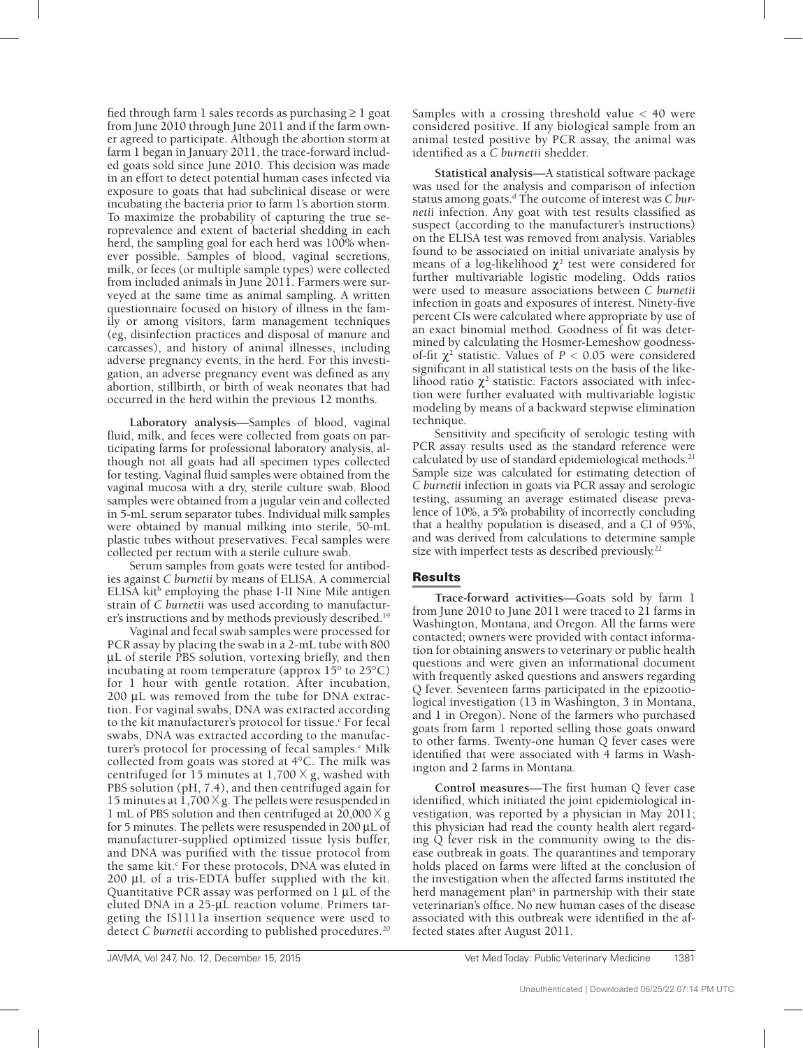fied through farm 1 sales records as purchasing ≥ 1 goat from June 2010 through June 2011 and if the farm owner agreed to participate. Although the abortion storm at farm 1 began in January 2011, the trace-forward included goats sold since June 2010. This decision was made in an effort to detect potential human cases infected via exposure to goats that had subclinical disease or were incubating the bacteria prior to farm 1's abortion storm. To maximize the probability of capturing the true seroprevalence and extent of bacterial shedding in each herd, the sampling goal for each herd was 100% whenever possible. Samples of blood, vaginal secretions, milk, or feces (or multiple sample types) were collected from included animals in June 2011. Farmers were surveyed at the same time as animal sampling. A written questionnaire focused on history of illness in the family or among visitors, farm management techniques (eg, disinfection practices and disposal of manure and carcasses), and history of animal illnesses, including adverse pregnancy events, in the herd. For this investigation, an adverse pregnancy event was defined as any abortion, stillbirth, or birth of weak neonates that had occurred in the herd within the previous 12 months.

**Laboratory analysis**—Samples of blood, vaginal fluid, milk, and feces were collected from goats on participating farms for professional laboratory analysis, although not all goats had all specimen types collected for testing. Vaginal fluid samples were obtained from the vaginal mucosa with a dry, sterile culture swab. Blood samples were obtained from a jugular vein and collected in 5-mL serum separator tubes. Individual milk samples were obtained by manual milking into sterile, 50-mL plastic tubes without preservatives. Fecal samples were collected per rectum with a sterile culture swab.

Serum samples from goats were tested for antibodies against *C burnetii* by means of ELISA. A commercial ELISA kit[b] employing the phase I-II Nine Mile antigen strain of *C burnetii* was used according to manufacturer's instructions and by methods previously described.[19]

Vaginal and fecal swab samples were processed for PCR assay by placing the swab in a 2-mL tube with 800 µL of sterile PBS solution, vortexing briefly, and then incubating at room temperature (approx 15° to 25°C) for 1 hour with gentle rotation. After incubation, 200 µL was removed from the tube for DNA extraction. For vaginal swabs, DNA was extracted according to the kit manufacturer's protocol for tissue.[c] For fecal swabs, DNA was extracted according to the manufacturer's protocol for processing of fecal samples.[c] Milk collected from goats was stored at 4°C. The milk was centrifuged for 15 minutes at 1,700 × g, washed with PBS solution (pH, 7.4), and then centrifuged again for 15 minutes at 1,700 × g. The pellets were resuspended in 1 mL of PBS solution and then centrifuged at 20,000 × g for 5 minutes. The pellets were resuspended in 200 µL of manufacturer-supplied optimized tissue lysis buffer, and DNA was purified with the tissue protocol from the same kit.[c] For these protocols, DNA was eluted in 200 µL of a tris-EDTA buffer supplied with the kit. Quantitative PCR assay was performed on 1 µL of the eluted DNA in a 25-µL reaction volume. Primers targeting the IS1111a insertion sequence were used to detect *C burnetii* according to published procedures.[20] Samples with a crossing threshold value < 40 were considered positive. If any biological sample from an animal tested positive by PCR assay, the animal was identified as a *C burnetii* shedder.

**Statistical analysis**—A statistical software package was used for the analysis and comparison of infection status among goats.[d] The outcome of interest was *C burnetii* infection. Any goat with test results classified as suspect (according to the manufacturer's instructions) on the ELISA test was removed from analysis. Variables found to be associated on initial univariate analysis by means of a log-likelihood $\chi^2$ test were considered for further multivariable logistic modeling. Odds ratios were used to measure associations between *C burnetii* infection in goats and exposures of interest. Ninety-five percent CIs were calculated where appropriate by use of an exact binomial method. Goodness of fit was determined by calculating the Hosmer-Lemeshow goodness-of-fit $\chi^2$ statistic. Values of $P < 0.05$ were considered significant in all statistical tests on the basis of the likelihood ratio $\chi^2$ statistic. Factors associated with infection were further evaluated with multivariable logistic modeling by means of a backward stepwise elimination technique.

Sensitivity and specificity of serologic testing with PCR assay results used as the standard reference were calculated by use of standard epidemiological methods.[21] Sample size was calculated for estimating detection of *C burnetii* infection in goats via PCR assay and serologic testing, assuming an average estimated disease prevalence of 10%, a 5% probability of incorrectly concluding that a healthy population is diseased, and a CI of 95%, and was derived from calculations to determine sample size with imperfect tests as described previously.[22]

## Results

**Trace-forward activities**—Goats sold by farm 1 from June 2010 to June 2011 were traced to 21 farms in Washington, Montana, and Oregon. All the farms were contacted; owners were provided with contact information for obtaining answers to veterinary or public health questions and were given an informational document with frequently asked questions and answers regarding Q fever. Seventeen farms participated in the epizootiological investigation (13 in Washington, 3 in Montana, and 1 in Oregon). None of the farmers who purchased goats from farm 1 reported selling those goats onward to other farms. Twenty-one human Q fever cases were identified that were associated with 4 farms in Washington and 2 farms in Montana.

**Control measures**—The first human Q fever case identified, which initiated the joint epidemiological investigation, was reported by a physician in May 2011; this physician had read the county health alert regarding Q fever risk in the community owing to the disease outbreak in goats. The quarantines and temporary holds placed on farms were lifted at the conclusion of the investigation when the affected farms instituted the herd management plan[a] in partnership with their state veterinarian's office. No new human cases of the disease associated with this outbreak were identified in the affected states after August 2011.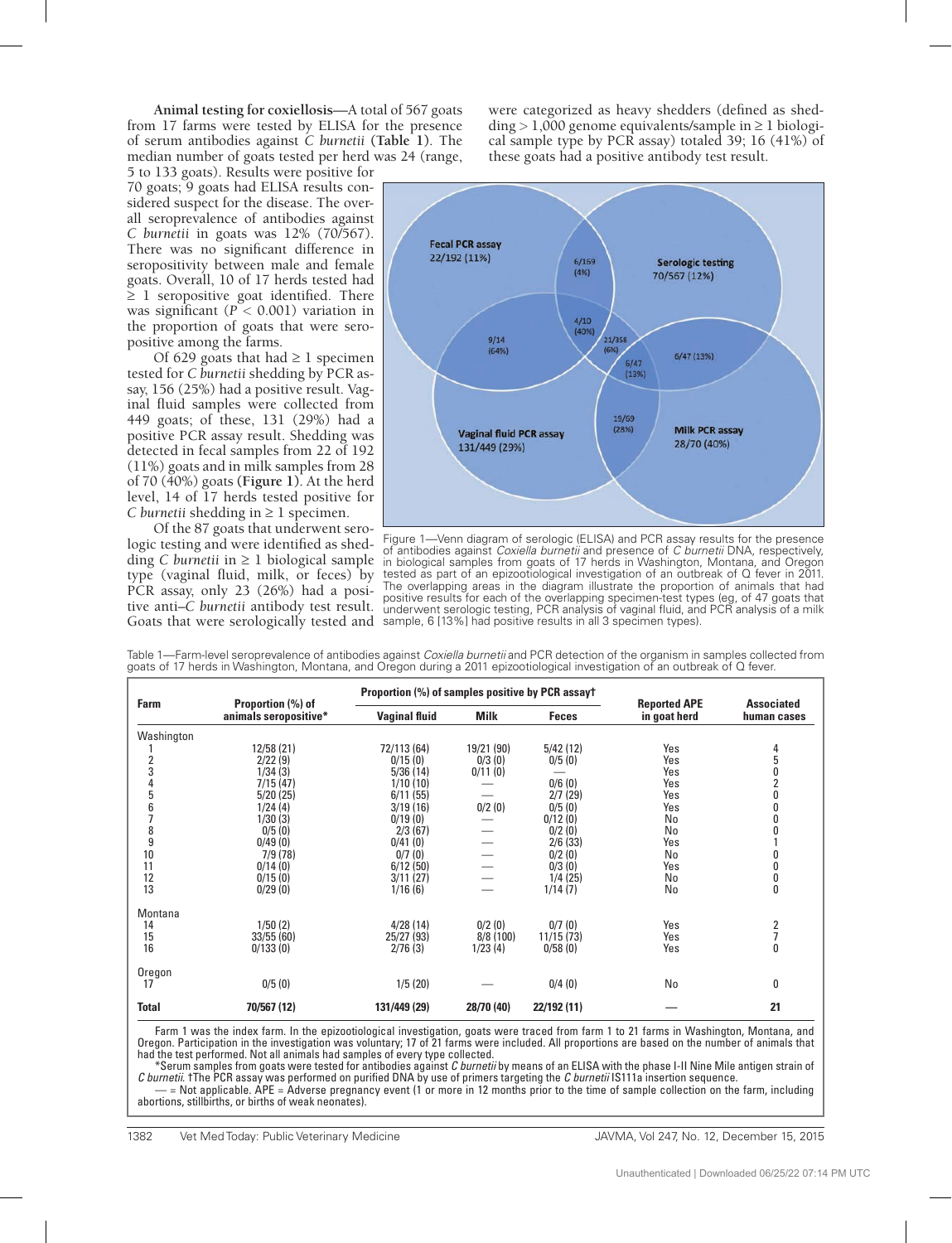**Animal testing for coxiellosis**—A total of 567 goats from 17 farms were tested by ELISA for the presence of serum antibodies against *C burnetii* (**Table 1**). The median number of goats tested per herd was 24 (range, 5 to 133 goats). Results were positive for 70 goats; 9 goats had ELISA results considered suspect for the disease. The overall seroprevalence of antibodies against *C burnetii* in goats was 12% (70/567). There was no significant difference in seropositivity between male and female goats. Overall, 10 of 17 herds tested had ≥ 1 seropositive goat identified. There was significant ($P < 0.001$) variation in the proportion of goats that were seropositive among the farms.

Of 629 goats that had ≥ 1 specimen tested for *C burnetii* shedding by PCR assay, 156 (25%) had a positive result. Vaginal fluid samples were collected from 449 goats; of these, 131 (29%) had a positive PCR assay result. Shedding was detected in fecal samples from 22 of 192 (11%) goats and in milk samples from 28 of 70 (40%) goats (**Figure 1**). At the herd level, 14 of 17 herds tested positive for *C burnetii* shedding in ≥ 1 specimen.

Of the 87 goats that underwent serologic testing and were identified as shedding *C burnetii* in ≥ 1 biological sample type (vaginal fluid, milk, or feces) by PCR assay, only 23 (26%) had a positive anti–*C burnetii* antibody test result. Goats that were serologically tested and were categorized as heavy shedders (defined as shedding > 1,000 genome equivalents/sample in ≥ 1 biological sample type by PCR assay) totaled 39; 16 (41%) of these goats had a positive antibody test result.

Fecal PCR assay 22/192 (11%)
Serologic testing 70/567 (12%)
Vaginal fluid PCR assay 131/449 (29%)
Milk PCR assay 28/70 (40%)
6/159 (4%)
4/10 (40%)
9/14 (64%)
21/358 (6%)
6/47 (13%)
6/47 (13%)
19/69 (28%)

Figure 1—Venn diagram of serologic (ELISA) and PCR assay results for the presence of antibodies against *Coxiella burnetii* and presence of *C burnetii* DNA, respectively, in biological samples from goats of 17 herds in Washington, Montana, and Oregon tested as part of an epizootiological investigation of an outbreak of Q fever in 2011. The overlapping areas in the diagram illustrate the proportion of animals that had positive results for each of the overlapping specimen-test types (eg, of 47 goats that underwent serologic testing, PCR analysis of vaginal fluid, and PCR analysis of a milk sample, 6 [13%] had positive results in all 3 specimen types).

Table 1—Farm-level seroprevalence of antibodies against *Coxiella burnetii* and PCR detection of the organism in samples collected from goats of 17 herds in Washington, Montana, and Oregon during a 2011 epizootiological investigation of an outbreak of Q fever.

| Farm | Proportion (%) of animals seropositive* | Proportion (%) of samples positive by PCR assay† | | | Reported APE in goat herd | Associated human cases |
|---|---|---|---|---|---|---|
| | | Vaginal fluid | Milk | Feces | | |
| Washington | | | | | | |
| 1 | 12/58 (21) | 72/113 (64) | 19/21 (90) | 5/42 (12) | Yes | 4 |
| 2 | 2/22 (9) | 0/15 (0) | 0/3 (0) | 0/5 (0) | Yes | 5 |
| 3 | 1/34 (3) | 5/36 (14) | 0/11 (0) | — | Yes | 0 |
| 4 | 7/15 (47) | 1/10 (10) | — | 0/6 (0) | Yes | 2 |
| 5 | 5/20 (25) | 6/11 (55) | — | 2/7 (29) | Yes | 0 |
| 6 | 1/24 (4) | 3/19 (16) | 0/2 (0) | 0/5 (0) | Yes | 0 |
| 7 | 1/30 (3) | 0/19 (0) | — | 0/12 (0) | No | 0 |
| 8 | 0/5 (0) | 2/3 (67) | — | 0/2 (0) | No | 0 |
| 9 | 0/49 (0) | 0/41 (0) | — | 2/6 (33) | Yes | 1 |
| 10 | 7/9 (78) | 0/7 (0) | — | 0/2 (0) | No | 0 |
| 11 | 0/14 (0) | 6/12 (50) | — | 0/3 (0) | Yes | 0 |
| 12 | 0/15 (0) | 3/11 (27) | — | 1/4 (25) | No | 0 |
| 13 | 0/29 (0) | 1/16 (6) | — | 1/14 (7) | No | 0 |
| Montana | | | | | | |
| 14 | 1/50 (2) | 4/28 (14) | 0/2 (0) | 0/7 (0) | Yes | 2 |
| 15 | 33/55 (60) | 25/27 (93) | 8/8 (100) | 11/15 (73) | Yes | 7 |
| 16 | 0/133 (0) | 2/76 (3) | 1/23 (4) | 0/58 (0) | Yes | 0 |
| Oregon | | | | | | |
| 17 | 0/5 (0) | 1/5 (20) | — | 0/4 (0) | No | 0 |
| **Total** | **70/567 (12)** | **131/449 (29)** | **28/70 (40)** | **22/192 (11)** | — | **21** |

Farm 1 was the index farm. In the epizootiological investigation, goats were traced from farm 1 to 21 farms in Washington, Montana, and Oregon. Participation in the investigation was voluntary; 17 of 21 farms were included. All proportions are based on the number of animals that had the test performed. Not all animals had samples of every type collected.

*Serum samples from goats were tested for antibodies against *C burnetii* by means of an ELISA with the phase I-II Nine Mile antigen strain of *C burnetii*. †The PCR assay was performed on purified DNA by use of primers targeting the *C burnetii* IS111a insertion sequence.

— = Not applicable. APE = Adverse pregnancy event (1 or more in 12 months prior to the time of sample collection on the farm, including abortions, stillbirths, or births of weak neonates).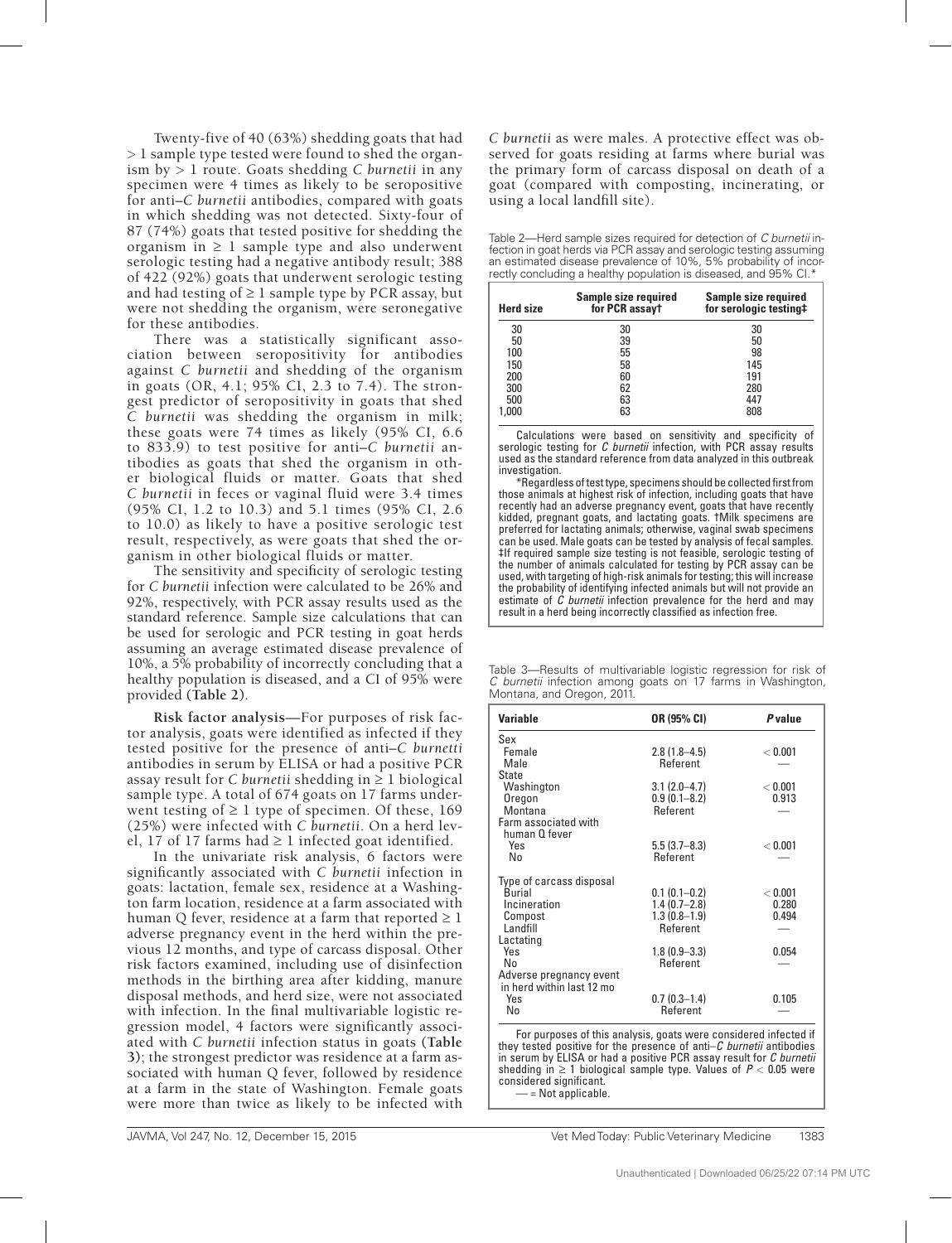Twenty-five of 40 (63%) shedding goats that had > 1 sample type tested were found to shed the organism by > 1 route. Goats shedding *C burnetii* in any specimen were 4 times as likely to be seropositive for anti–*C burnetii* antibodies, compared with goats in which shedding was not detected. Sixty-four of 87 (74%) goats that tested positive for shedding the organism in ≥ 1 sample type and also underwent serologic testing had a negative antibody result; 388 of 422 (92%) goats that underwent serologic testing and had testing of ≥ 1 sample type by PCR assay, but were not shedding the organism, were seronegative for these antibodies.

There was a statistically significant association between seropositivity for antibodies against *C burnetii* and shedding of the organism in goats (OR, 4.1; 95% CI, 2.3 to 7.4). The strongest predictor of seropositivity in goats that shed *C burnetii* was shedding the organism in milk; these goats were 74 times as likely (95% CI, 6.6 to 833.9) to test positive for anti–*C burnetii* antibodies as goats that shed the organism in other biological fluids or matter. Goats that shed *C burnetii* in feces or vaginal fluid were 3.4 times (95% CI, 1.2 to 10.3) and 5.1 times (95% CI, 2.6 to 10.0) as likely to have a positive serologic test result, respectively, as were goats that shed the organism in other biological fluids or matter.

The sensitivity and specificity of serologic testing for *C burnetii* infection were calculated to be 26% and 92%, respectively, with PCR assay results used as the standard reference. Sample size calculations that can be used for serologic and PCR testing in goat herds assuming an average estimated disease prevalence of 10%, a 5% probability of incorrectly concluding that a healthy population is diseased, and a CI of 95% were provided (**Table 2**).

**Risk factor analysis**—For purposes of risk factor analysis, goats were identified as infected if they tested positive for the presence of anti–*C burnetii* antibodies in serum by ELISA or had a positive PCR assay result for *C burnetii* shedding in ≥ 1 biological sample type. A total of 674 goats on 17 farms underwent testing of ≥ 1 type of specimen. Of these, 169 (25%) were infected with *C burnetii*. On a herd level, 17 of 17 farms had ≥ 1 infected goat identified.

In the univariate risk analysis, 6 factors were significantly associated with *C burnetii* infection in goats: lactation, female sex, residence at a Washington farm location, residence at a farm associated with human Q fever, residence at a farm that reported ≥ 1 adverse pregnancy event in the herd within the previous 12 months, and type of carcass disposal. Other risk factors examined, including use of disinfection methods in the birthing area after kidding, manure disposal methods, and herd size, were not associated with infection. In the final multivariable logistic regression model, 4 factors were significantly associated with *C burnetii* infection status in goats (**Table 3**); the strongest predictor was residence at a farm associated with human Q fever, followed by residence at a farm in the state of Washington. Female goats were more than twice as likely to be infected with *C burnetii* as were males. A protective effect was observed for goats residing at farms where burial was the primary form of carcass disposal on death of a goat (compared with composting, incinerating, or using a local landfill site).

Table 2—Herd sample sizes required for detection of *C burnetii* infection in goat herds via PCR assay and serologic testing assuming an estimated disease prevalence of 10%, 5% probability of incorrectly concluding a healthy population is diseased, and 95% CI.*

| Herd size | Sample size required for PCR assay† | Sample size required for serologic testing‡ |
|---|---|---|
| 30 | 30 | 30 |
| 50 | 39 | 50 |
| 100 | 55 | 98 |
| 150 | 58 | 145 |
| 200 | 60 | 191 |
| 300 | 62 | 280 |
| 500 | 63 | 447 |
| 1,000 | 63 | 808 |

Calculations were based on sensitivity and specificity of serologic testing for *C burnetii* infection, with PCR assay results used as the standard reference from data analyzed in this outbreak investigation.

*Regardless of test type, specimens should be collected first from those animals at highest risk of infection, including goats that have recently had an adverse pregnancy event, goats that have recently kidded, pregnant goats, and lactating goats. †Milk specimens are preferred for lactating animals; otherwise, vaginal swab specimens can be used. Male goats can be tested by analysis of fecal samples. ‡If required sample size testing is not feasible, serologic testing of the number of animals calculated for testing by PCR assay can be used, with targeting of high-risk animals for testing; this will increase the probability of identifying infected animals but will not provide an estimate of *C burnetii* infection prevalence for the herd and may result in a herd being incorrectly classified as infection free.

Table 3—Results of multivariable logistic regression for risk of *C burnetii* infection among goats on 17 farms in Washington, Montana, and Oregon, 2011.

| Variable | OR (95% CI) | *P* value |
|---|---|---|
| Sex | | |
| Female | 2.8 (1.8–4.5) | < 0.001 |
| Male | Referent | — |
| State | | |
| Washington | 3.1 (2.0–4.7) | < 0.001 |
| Oregon | 0.9 (0.1–8.2) | 0.913 |
| Montana | Referent | — |
| Farm associated with human Q fever | | |
| Yes | 5.5 (3.7–8.3) | < 0.001 |
| No | Referent | — |
| Type of carcass disposal | | |
| Burial | 0.1 (0.1–0.2) | < 0.001 |
| Incineration | 1.4 (0.7–2.8) | 0.280 |
| Compost | 1.3 (0.8–1.9) | 0.494 |
| Landfill | Referent | — |
| Lactating | | |
| Yes | 1.8 (0.9–3.3) | 0.054 |
| No | Referent | — |
| Adverse pregnancy event in herd within last 12 mo | | |
| Yes | 0.7 (0.3–1.4) | 0.105 |
| No | Referent | — |

For purposes of this analysis, goats were considered infected if they tested positive for the presence of anti–*C burnetii* antibodies in serum by ELISA or had a positive PCR assay result for *C burnetii* shedding in ≥ 1 biological sample type. Values of $P < 0.05$ were considered significant.

— = Not applicable.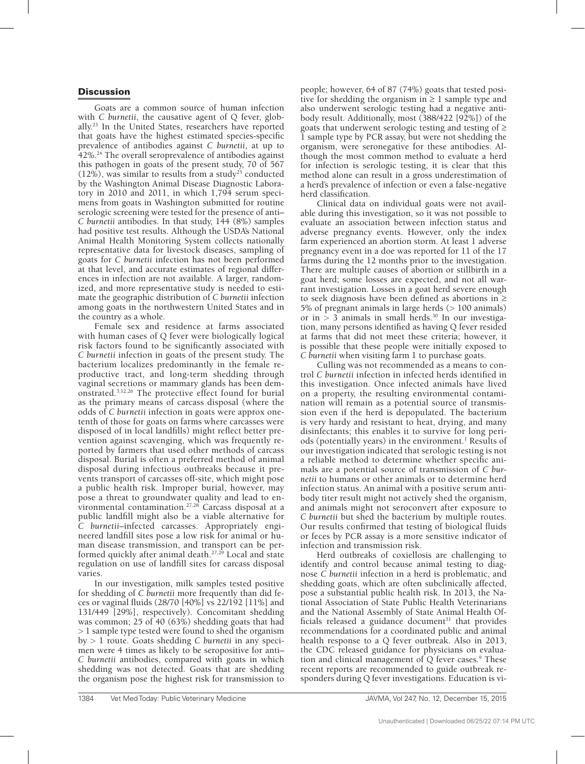## Discussion

Goats are a common source of human infection with *C burnetii*, the causative agent of Q fever, globally.[23] In the United States, researchers have reported that goats have the highest estimated species-specific prevalence of antibodies against *C burnetii*, at up to 42%.[24] The overall seroprevalence of antibodies against this pathogen in goats of the present study, 70 of 567 (12%), was similar to results from a study[25] conducted by the Washington Animal Disease Diagnostic Laboratory in 2010 and 2011, in which 1,794 serum specimens from goats in Washington submitted for routine serologic screening were tested for the presence of anti–*C burnetii* antibodies. In that study, 144 (8%) samples had positive test results. Although the USDA's National Animal Health Monitoring System collects nationally representative data for livestock diseases, sampling of goats for *C burnetii* infection has not been performed at that level, and accurate estimates of regional differences in infection are not available. A larger, randomized, and more representative study is needed to estimate the geographic distribution of *C burnetii* infection among goats in the northwestern United States and in the country as a whole.

Female sex and residence at farms associated with human cases of Q fever were biologically logical risk factors found to be significantly associated with *C burnetii* infection in goats of the present study. The bacterium localizes predominantly in the female reproductive tract, and long-term shedding through vaginal secretions or mammary glands has been demonstrated.[3,12,26] The protective effect found for burial as the primary means of carcass disposal (where the odds of *C burnetii* infection in goats were approx one-tenth of those for goats on farms where carcasses were disposed of in local landfills) might reflect better prevention against scavenging, which was frequently reported by farmers that used other methods of carcass disposal. Burial is often a preferred method of animal disposal during infectious outbreaks because it prevents transport of carcasses off-site, which might pose a public health risk. Improper burial, however, may pose a threat to groundwater quality and lead to environmental contamination.[27,28] Carcass disposal at a public landfill might also be a viable alternative for *C burnetii*–infected carcasses. Appropriately engineered landfill sites pose a low risk for animal or human disease transmission, and transport can be performed quickly after animal death.[27,29] Local and state regulation on use of landfill sites for carcass disposal varies.

In our investigation, milk samples tested positive for shedding of *C burnetii* more frequently than did feces or vaginal fluids (28/70 [40%] vs 22/192 [11%] and 131/449 [29%], respectively). Concomitant shedding was common; 25 of 40 (63%) shedding goats that had > 1 sample type tested were found to shed the organism by > 1 route. Goats shedding *C burnetii* in any specimen were 4 times as likely to be seropositive for anti–*C burnetii* antibodies, compared with goats in which shedding was not detected. Goats that are shedding the organism pose the highest risk for transmission to people; however, 64 of 87 (74%) goats that tested positive for shedding the organism in ≥ 1 sample type and also underwent serologic testing had a negative antibody result. Additionally, most (388/422 [92%]) of the goats that underwent serologic testing and testing of ≥ 1 sample type by PCR assay, but were not shedding the organism, were seronegative for these antibodies. Although the most common method to evaluate a herd for infection is serologic testing, it is clear that this method alone can result in a gross underestimation of a herd's prevalence of infection or even a false-negative herd classification.

Clinical data on individual goats were not available during this investigation, so it was not possible to evaluate an association between infection status and adverse pregnancy events. However, only the index farm experienced an abortion storm. At least 1 adverse pregnancy event in a doe was reported for 11 of the 17 farms during the 12 months prior to the investigation. There are multiple causes of abortion or stillbirth in a goat herd; some losses are expected, and not all warrant investigation. Losses in a goat herd severe enough to seek diagnosis have been defined as abortions in ≥ 5% of pregnant animals in large herds (> 100 animals) or in > 3 animals in small herds.[30] In our investigation, many persons identified as having Q fever resided at farms that did not meet these criteria; however, it is possible that these people were initially exposed to *C burnetii* when visiting farm 1 to purchase goats.

Culling was not recommended as a means to control *C burnetii* infection in infected herds identified in this investigation. Once infected animals have lived on a property, the resulting environmental contamination will remain as a potential source of transmission even if the herd is depopulated. The bacterium is very hardy and resistant to heat, drying, and many disinfectants; this enables it to survive for long periods (potentially years) in the environment.[1] Results of our investigation indicated that serologic testing is not a reliable method to determine whether specific animals are a potential source of transmission of *C burnetii* to humans or other animals or to determine herd infection status. An animal with a positive serum antibody titer result might not actively shed the organism, and animals might not seroconvert after exposure to *C burnetii* but shed the bacterium by multiple routes. Our results confirmed that testing of biological fluids or feces by PCR assay is a more sensitive indicator of infection and transmission risk.

Herd outbreaks of coxiellosis are challenging to identify and control because animal testing to diagnose *C burnetii* infection in a herd is problematic, and shedding goats, which are often subclinically affected, pose a substantial public health risk. In 2013, the National Association of State Public Health Veterinarians and the National Assembly of State Animal Health Officials released a guidance document[31] that provides recommendations for a coordinated public and animal health response to a Q fever outbreak. Also in 2013, the CDC released guidance for physicians on evaluation and clinical management of Q fever cases.[9] These recent reports are recommended to guide outbreak responders during Q fever investigations. Education is vi-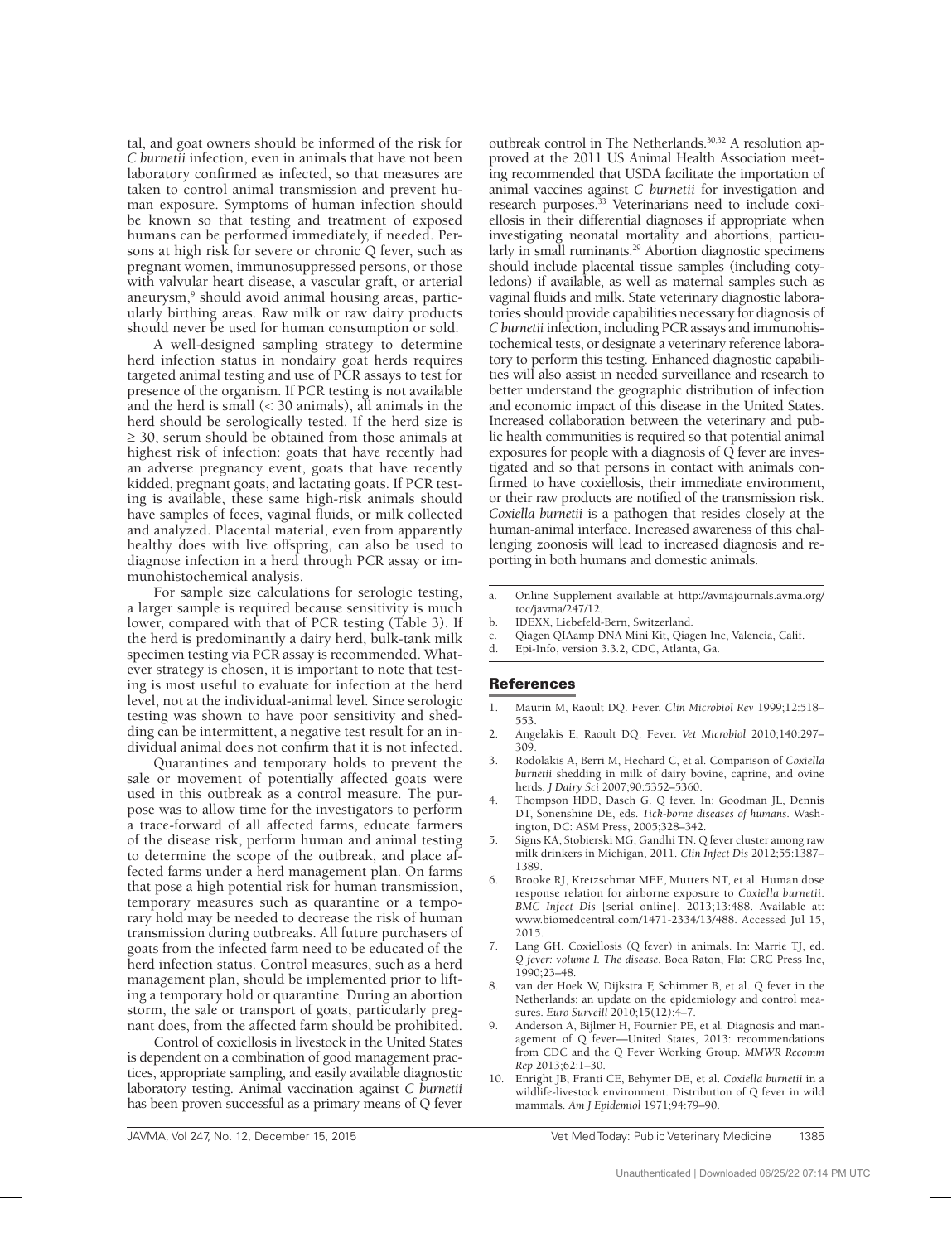tal, and goat owners should be informed of the risk for *C burnetii* infection, even in animals that have not been laboratory confirmed as infected, so that measures are taken to control animal transmission and prevent human exposure. Symptoms of human infection should be known so that testing and treatment of exposed humans can be performed immediately, if needed. Persons at high risk for severe or chronic Q fever, such as pregnant women, immunosuppressed persons, or those with valvular heart disease, a vascular graft, or arterial aneurysm,[9] should avoid animal housing areas, particularly birthing areas. Raw milk or raw dairy products should never be used for human consumption or sold.

A well-designed sampling strategy to determine herd infection status in nondairy goat herds requires targeted animal testing and use of PCR assays to test for presence of the organism. If PCR testing is not available and the herd is small (< 30 animals), all animals in the herd should be serologically tested. If the herd size is ≥ 30, serum should be obtained from those animals at highest risk of infection: goats that have recently had an adverse pregnancy event, goats that have recently kidded, pregnant goats, and lactating goats. If PCR testing is available, these same high-risk animals should have samples of feces, vaginal fluids, or milk collected and analyzed. Placental material, even from apparently healthy does with live offspring, can also be used to diagnose infection in a herd through PCR assay or immunohistochemical analysis.

For sample size calculations for serologic testing, a larger sample is required because sensitivity is much lower, compared with that of PCR testing (Table 3). If the herd is predominantly a dairy herd, bulk-tank milk specimen testing via PCR assay is recommended. Whatever strategy is chosen, it is important to note that testing is most useful to evaluate for infection at the herd level, not at the individual-animal level. Since serologic testing was shown to have poor sensitivity and shedding can be intermittent, a negative test result for an individual animal does not confirm that it is not infected.

Quarantines and temporary holds to prevent the sale or movement of potentially affected goats were used in this outbreak as a control measure. The purpose was to allow time for the investigators to perform a trace-forward of all affected farms, educate farmers of the disease risk, perform human and animal testing to determine the scope of the outbreak, and place affected farms under a herd management plan. On farms that pose a high potential risk for human transmission, temporary measures such as quarantine or a temporary hold may be needed to decrease the risk of human transmission during outbreaks. All future purchasers of goats from the infected farm need to be educated of the herd infection status. Control measures, such as a herd management plan, should be implemented prior to lifting a temporary hold or quarantine. During an abortion storm, the sale or transport of goats, particularly pregnant does, from the affected farm should be prohibited.

Control of coxiellosis in livestock in the United States is dependent on a combination of good management practices, appropriate sampling, and easily available diagnostic laboratory testing. Animal vaccination against *C burnetii* has been proven successful as a primary means of Q fever outbreak control in The Netherlands.[30,32] A resolution approved at the 2011 US Animal Health Association meeting recommended that USDA facilitate the importation of animal vaccines against *C burnetii* for investigation and research purposes.[33] Veterinarians need to include coxiellosis in their differential diagnoses if appropriate when investigating neonatal mortality and abortions, particularly in small ruminants.[29] Abortion diagnostic specimens should include placental tissue samples (including cotyledons) if available, as well as maternal samples such as vaginal fluids and milk. State veterinary diagnostic laboratories should provide capabilities necessary for diagnosis of *C burnetii* infection, including PCR assays and immunohistochemical tests, or designate a veterinary reference laboratory to perform this testing. Enhanced diagnostic capabilities will also assist in needed surveillance and research to better understand the geographic distribution of infection and economic impact of this disease in the United States. Increased collaboration between the veterinary and public health communities is required so that potential animal exposures for people with a diagnosis of Q fever are investigated and so that persons in contact with animals confirmed to have coxiellosis, their immediate environment, or their raw products are notified of the transmission risk. *Coxiella burnetii* is a pathogen that resides closely at the human-animal interface. Increased awareness of this challenging zoonosis will lead to increased diagnosis and reporting in both humans and domestic animals.

a. Online Supplement available at http://avmajournals.avma.org/toc/javma/247/12.
b. IDEXX, Liebefeld-Bern, Switzerland.
c. Qiagen QIAamp DNA Mini Kit, Qiagen Inc, Valencia, Calif.
d. Epi-Info, version 3.3.2, CDC, Atlanta, Ga.

## References

1. Maurin M, Raoult DQ. Fever. *Clin Microbiol Rev* 1999;12:518–553.
2. Angelakis E, Raoult DQ. Fever. *Vet Microbiol* 2010;140:297–309.
3. Rodolakis A, Berri M, Hechard C, et al. Comparison of *Coxiella burnetii* shedding in milk of dairy bovine, caprine, and ovine herds. *J Dairy Sci* 2007;90:5352–5360.
4. Thompson HDD, Dasch G. Q fever. In: Goodman JL, Dennis DT, Sonenshine DE, eds. *Tick-borne diseases of humans*. Washington, DC: ASM Press, 2005;328–342.
5. Signs KA, Stobierski MG, Gandhi TN. Q fever cluster among raw milk drinkers in Michigan, 2011. *Clin Infect Dis* 2012;55:1387–1389.
6. Brooke RJ, Kretzschmar MEE, Mutters NT, et al. Human dose response relation for airborne exposure to *Coxiella burnetii*. *BMC Infect Dis* [serial online]. 2013;13:488. Available at: www.biomedcentral.com/1471-2334/13/488. Accessed Jul 15, 2015.
7. Lang GH. Coxiellosis (Q fever) in animals. In: Marrie TJ, ed. *Q fever: volume I. The disease*. Boca Raton, Fla: CRC Press Inc, 1990;23–48.
8. van der Hoek W, Dijkstra F, Schimmer B, et al. Q fever in the Netherlands: an update on the epidemiology and control measures. *Euro Surveill* 2010;15(12):4–7.
9. Anderson A, Bijlmer H, Fournier PE, et al. Diagnosis and management of Q fever—United States, 2013: recommendations from CDC and the Q Fever Working Group. *MMWR Recomm Rep* 2013;62:1–30.
10. Enright JB, Franti CE, Behymer DE, et al. *Coxiella burnetii* in a wildlife-livestock environment. Distribution of Q fever in wild mammals. *Am J Epidemiol* 1971;94:79–90.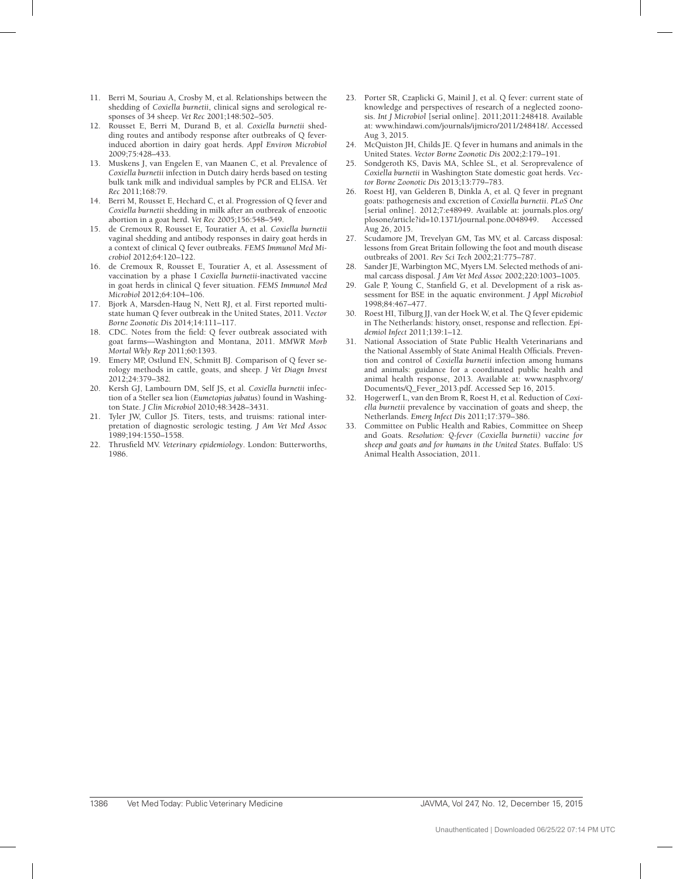11. Berri M, Souriau A, Crosby M, et al. Relationships between the shedding of *Coxiella burnetii*, clinical signs and serological responses of 34 sheep. *Vet Rec* 2001;148:502–505.
12. Rousset E, Berri M, Durand B, et al. *Coxiella burnetii* shedding routes and antibody response after outbreaks of Q fever-induced abortion in dairy goat herds. *Appl Environ Microbiol* 2009;75:428–433.
13. Muskens J, van Engelen E, van Maanen C, et al. Prevalence of *Coxiella burnetii* infection in Dutch dairy herds based on testing bulk tank milk and individual samples by PCR and ELISA. *Vet Rec* 2011;168:79.
14. Berri M, Rousset E, Hechard C, et al. Progression of Q fever and *Coxiella burnetii* shedding in milk after an outbreak of enzootic abortion in a goat herd. *Vet Rec* 2005;156:548–549.
15. de Cremoux R, Rousset E, Touratier A, et al. *Coxiella burnetii* vaginal shedding and antibody responses in dairy goat herds in a context of clinical Q fever outbreaks. *FEMS Immunol Med Microbiol* 2012;64:120–122.
16. de Cremoux R, Rousset E, Touratier A, et al. Assessment of vaccination by a phase I *Coxiella burnetii*-inactivated vaccine in goat herds in clinical Q fever situation. *FEMS Immunol Med Microbiol* 2012;64:104–106.
17. Bjork A, Marsden-Haug N, Nett RJ, et al. First reported multistate human Q fever outbreak in the United States, 2011. *Vector Borne Zoonotic Dis* 2014;14:111–117.
18. CDC. Notes from the field: Q fever outbreak associated with goat farms—Washington and Montana, 2011. *MMWR Morb Mortal Wkly Rep* 2011;60:1393.
19. Emery MP, Ostlund EN, Schmitt BJ. Comparison of Q fever serology methods in cattle, goats, and sheep. *J Vet Diagn Invest* 2012;24:379–382.
20. Kersh GJ, Lambourn DM, Self JS, et al. *Coxiella burnetii* infection of a Steller sea lion (*Eumetopias jubatus*) found in Washington State. *J Clin Microbiol* 2010;48:3428–3431.
21. Tyler JW, Cullor JS. Titers, tests, and truisms: rational interpretation of diagnostic serologic testing. *J Am Vet Med Assoc* 1989;194:1550–1558.
22. Thrusfield MV. *Veterinary epidemiology*. London: Butterworths, 1986.
23. Porter SR, Czaplicki G, Mainil J, et al. Q fever: current state of knowledge and perspectives of research of a neglected zoonosis. *Int J Microbiol* [serial online]. 2011;2011:248418. Available at: www.hindawi.com/journals/ijmicro/2011/248418/. Accessed Aug 3, 2015.
24. McQuiston JH, Childs JE. Q fever in humans and animals in the United States. *Vector Borne Zoonotic Dis* 2002;2:179–191.
25. Sondgeroth KS, Davis MA, Schlee SL, et al. Seroprevalence of *Coxiella burnetii* in Washington State domestic goat herds. *Vector Borne Zoonotic Dis* 2013;13:779–783.
26. Roest HJ, van Gelderen B, Dinkla A, et al. Q fever in pregnant goats: pathogenesis and excretion of *Coxiella burnetii*. *PLoS One* [serial online]. 2012;7:e48949. Available at: journals.plos.org/plosone/article?id=10.1371/journal.pone.0048949. Accessed Aug 26, 2015.
27. Scudamore JM, Trevelyan GM, Tas MV, et al. Carcass disposal: lessons from Great Britain following the foot and mouth disease outbreaks of 2001. *Rev Sci Tech* 2002;21:775–787.
28. Sander JE, Warbington MC, Myers LM. Selected methods of animal carcass disposal. *J Am Vet Med Assoc* 2002;220:1003–1005.
29. Gale P, Young C, Stanfield G, et al. Development of a risk assessment for BSE in the aquatic environment. *J Appl Microbiol* 1998;84:467–477.
30. Roest HI, Tilburg JJ, van der Hoek W, et al. The Q fever epidemic in The Netherlands: history, onset, response and reflection. *Epidemiol Infect* 2011;139:1–12.
31. National Association of State Public Health Veterinarians and the National Assembly of State Animal Health Officials. Prevention and control of *Coxiella burnetii* infection among humans and animals: guidance for a coordinated public health and animal health response, 2013. Available at: www.nasphv.org/Documents/Q_Fever_2013.pdf. Accessed Sep 16, 2015.
32. Hogerwerf L, van den Brom R, Roest H, et al. Reduction of *Coxiella burnetii* prevalence by vaccination of goats and sheep, the Netherlands. *Emerg Infect Dis* 2011;17:379–386.
33. Committee on Public Health and Rabies, Committee on Sheep and Goats. *Resolution: Q-fever (Coxiella burnetii) vaccine for sheep and goats and for humans in the United States*. Buffalo: US Animal Health Association, 2011.